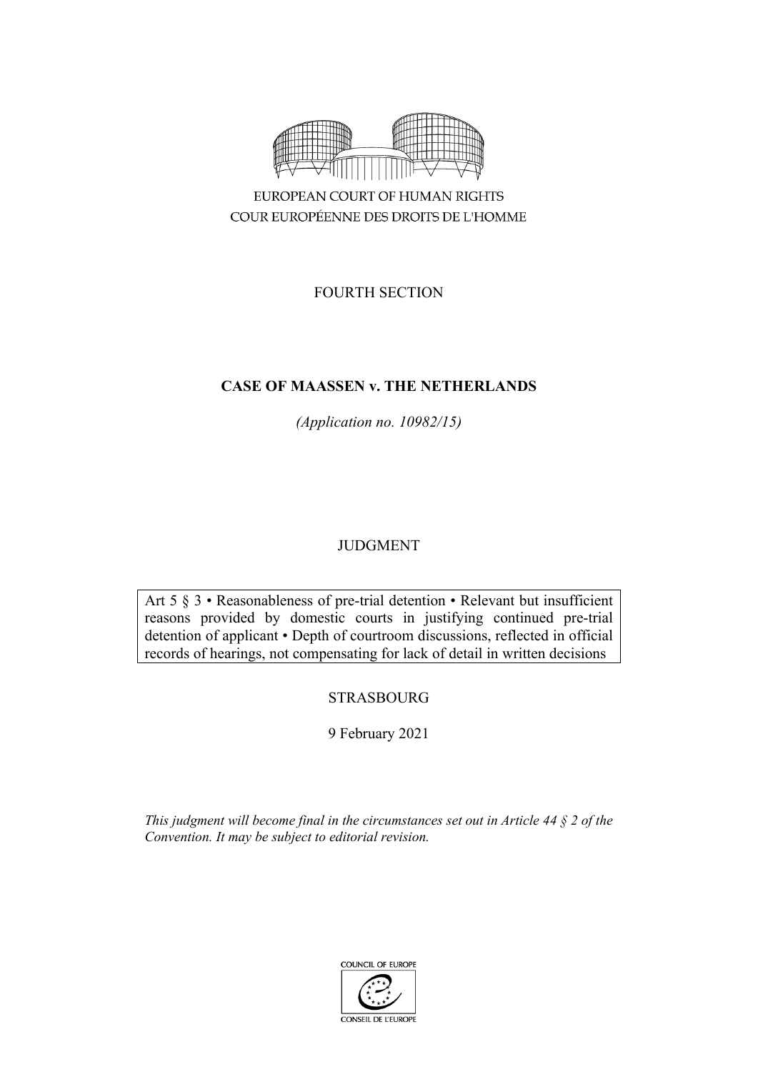EUROPEAN COURT OF HUMAN RIGHTS

COUR EUROPÉENNE DES DROITS DE L'HOMME

FOURTH SECTION

# CASE OF MAASSEN v. THE NETHERLANDS

*(Application no. 10982/15)*

JUDGMENT

Art 5 § 3 • Reasonableness of pre-trial detention • Relevant but insufficient reasons provided by domestic courts in justifying continued pre-trial detention of applicant • Depth of courtroom discussions, reflected in official records of hearings, not compensating for lack of detail in written decisions

STRASBOURG

9 February 2021

*This judgment will become final in the circumstances set out in Article 44 § 2 of the Convention. It may be subject to editorial revision.*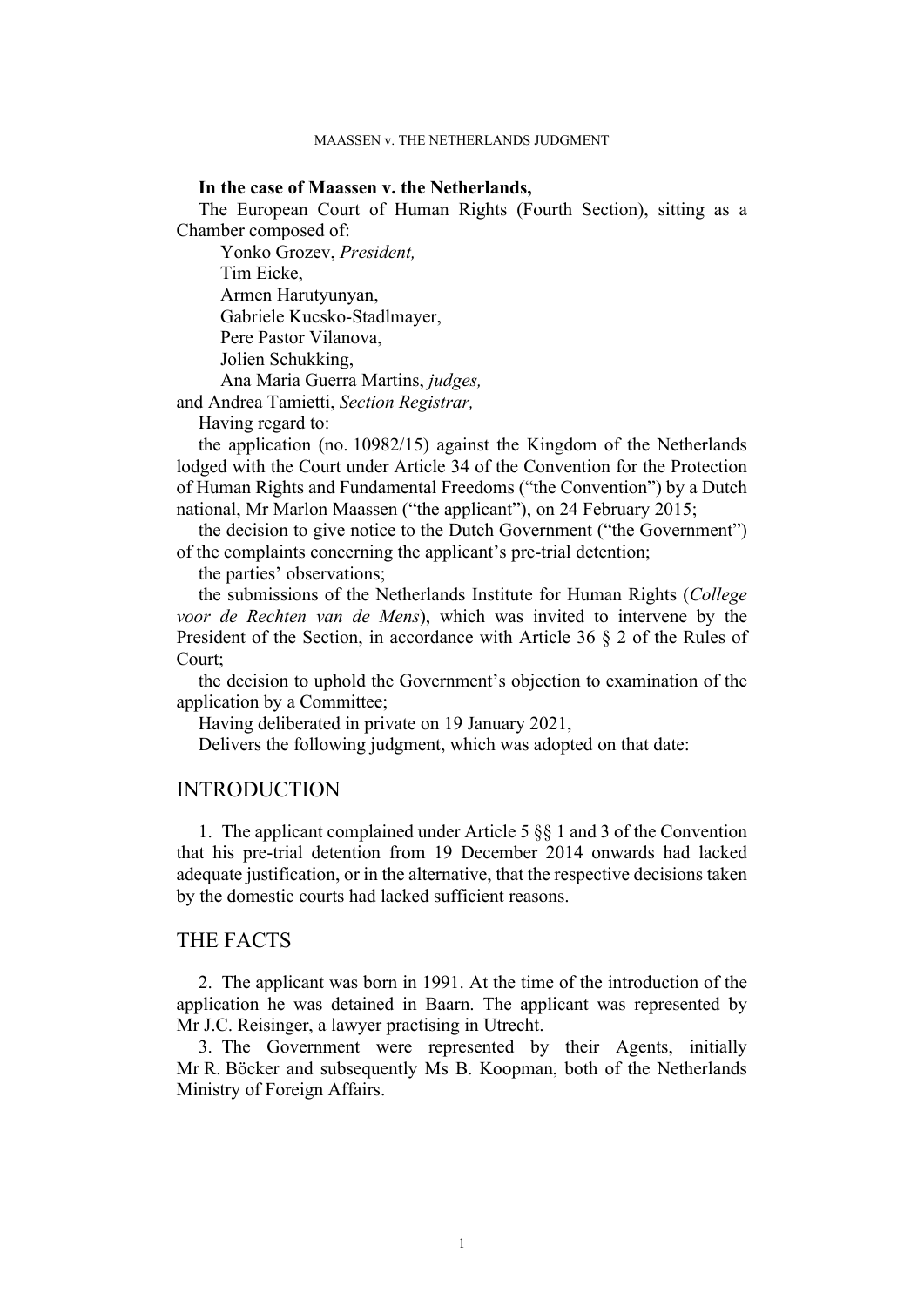**In the case of Maassen v. the Netherlands,**

The European Court of Human Rights (Fourth Section), sitting as a Chamber composed of:

Yonko Grozev, *President,*
Tim Eicke,
Armen Harutyunyan,
Gabriele Kucsko-Stadlmayer,
Pere Pastor Vilanova,
Jolien Schukking,
Ana Maria Guerra Martins, *judges,*
and Andrea Tamietti, *Section Registrar,*

Having regard to:

the application (no. 10982/15) against the Kingdom of the Netherlands lodged with the Court under Article 34 of the Convention for the Protection of Human Rights and Fundamental Freedoms ("the Convention") by a Dutch national, Mr Marlon Maassen ("the applicant"), on 24 February 2015;

the decision to give notice to the Dutch Government ("the Government") of the complaints concerning the applicant's pre-trial detention;

the parties' observations;

the submissions of the Netherlands Institute for Human Rights (*College voor de Rechten van de Mens*), which was invited to intervene by the President of the Section, in accordance with Article 36 § 2 of the Rules of Court;

the decision to uphold the Government's objection to examination of the application by a Committee;

Having deliberated in private on 19 January 2021,

Delivers the following judgment, which was adopted on that date:

## INTRODUCTION

1. The applicant complained under Article 5 §§ 1 and 3 of the Convention that his pre-trial detention from 19 December 2014 onwards had lacked adequate justification, or in the alternative, that the respective decisions taken by the domestic courts had lacked sufficient reasons.

## THE FACTS

2. The applicant was born in 1991. At the time of the introduction of the application he was detained in Baarn. The applicant was represented by Mr J.C. Reisinger, a lawyer practising in Utrecht.

3. The Government were represented by their Agents, initially Mr R. Böcker and subsequently Ms B. Koopman, both of the Netherlands Ministry of Foreign Affairs.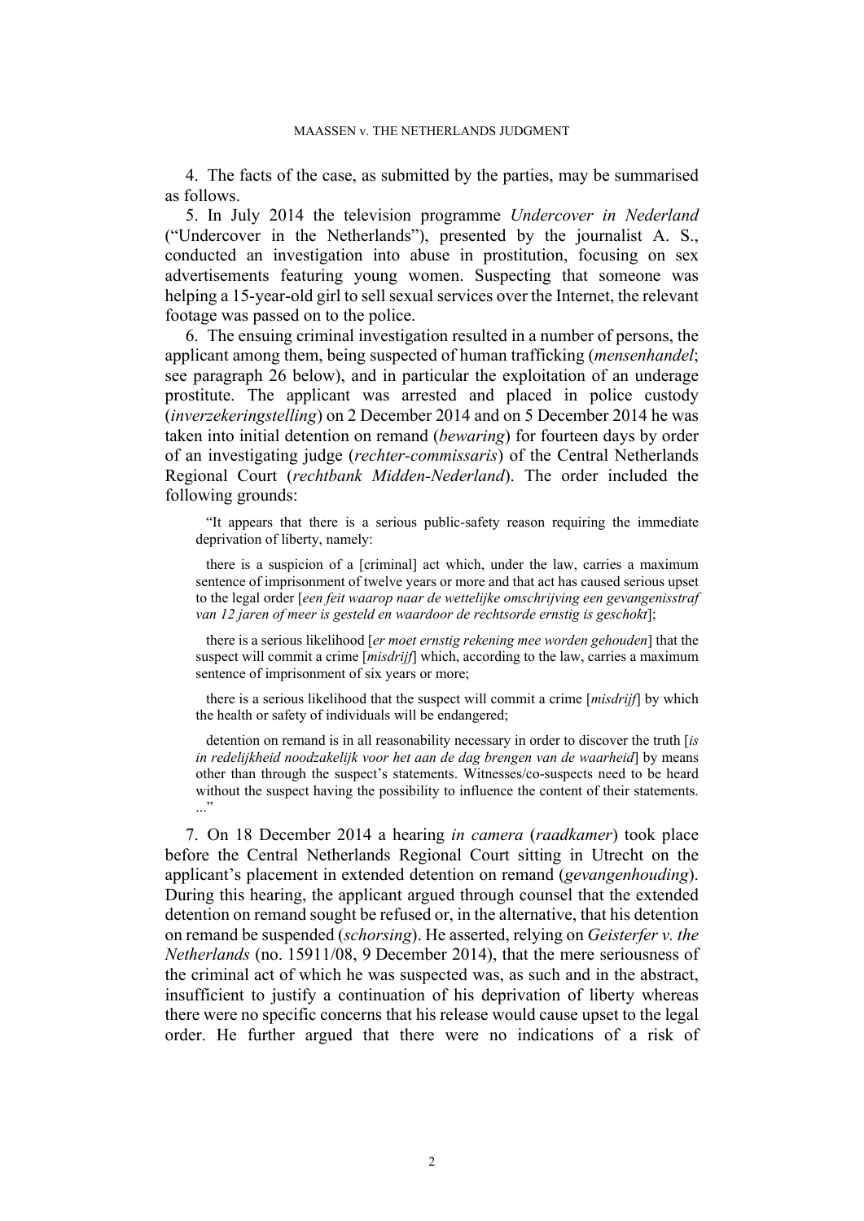4. The facts of the case, as submitted by the parties, may be summarised as follows.

5. In July 2014 the television programme *Undercover in Nederland* ("Undercover in the Netherlands"), presented by the journalist A. S., conducted an investigation into abuse in prostitution, focusing on sex advertisements featuring young women. Suspecting that someone was helping a 15-year-old girl to sell sexual services over the Internet, the relevant footage was passed on to the police.

6. The ensuing criminal investigation resulted in a number of persons, the applicant among them, being suspected of human trafficking (*mensenhandel*; see paragraph 26 below), and in particular the exploitation of an underage prostitute. The applicant was arrested and placed in police custody (*inverzekeringstelling*) on 2 December 2014 and on 5 December 2014 he was taken into initial detention on remand (*bewaring*) for fourteen days by order of an investigating judge (*rechter-commissaris*) of the Central Netherlands Regional Court (*rechtbank Midden-Nederland*). The order included the following grounds:

> "It appears that there is a serious public-safety reason requiring the immediate deprivation of liberty, namely:
>
> there is a suspicion of a [criminal] act which, under the law, carries a maximum sentence of imprisonment of twelve years or more and that act has caused serious upset to the legal order [*een feit waarop naar de wettelijke omschrijving een gevangenisstraf van 12 jaren of meer is gesteld en waardoor de rechtsorde ernstig is geschokt*];
>
> there is a serious likelihood [*er moet ernstig rekening mee worden gehouden*] that the suspect will commit a crime [*misdrijf*] which, according to the law, carries a maximum sentence of imprisonment of six years or more;
>
> there is a serious likelihood that the suspect will commit a crime [*misdrijf*] by which the health or safety of individuals will be endangered;
>
> detention on remand is in all reasonability necessary in order to discover the truth [*is in redelijkheid noodzakelijk voor het aan de dag brengen van de waarheid*] by means other than through the suspect's statements. Witnesses/co-suspects need to be heard without the suspect having the possibility to influence the content of their statements. ..."

7. On 18 December 2014 a hearing *in camera* (*raadkamer*) took place before the Central Netherlands Regional Court sitting in Utrecht on the applicant's placement in extended detention on remand (*gevangenhouding*). During this hearing, the applicant argued through counsel that the extended detention on remand sought be refused or, in the alternative, that his detention on remand be suspended (*schorsing*). He asserted, relying on *Geisterfer v. the Netherlands* (no. 15911/08, 9 December 2014), that the mere seriousness of the criminal act of which he was suspected was, as such and in the abstract, insufficient to justify a continuation of his deprivation of liberty whereas there were no specific concerns that his release would cause upset to the legal order. He further argued that there were no indications of a risk of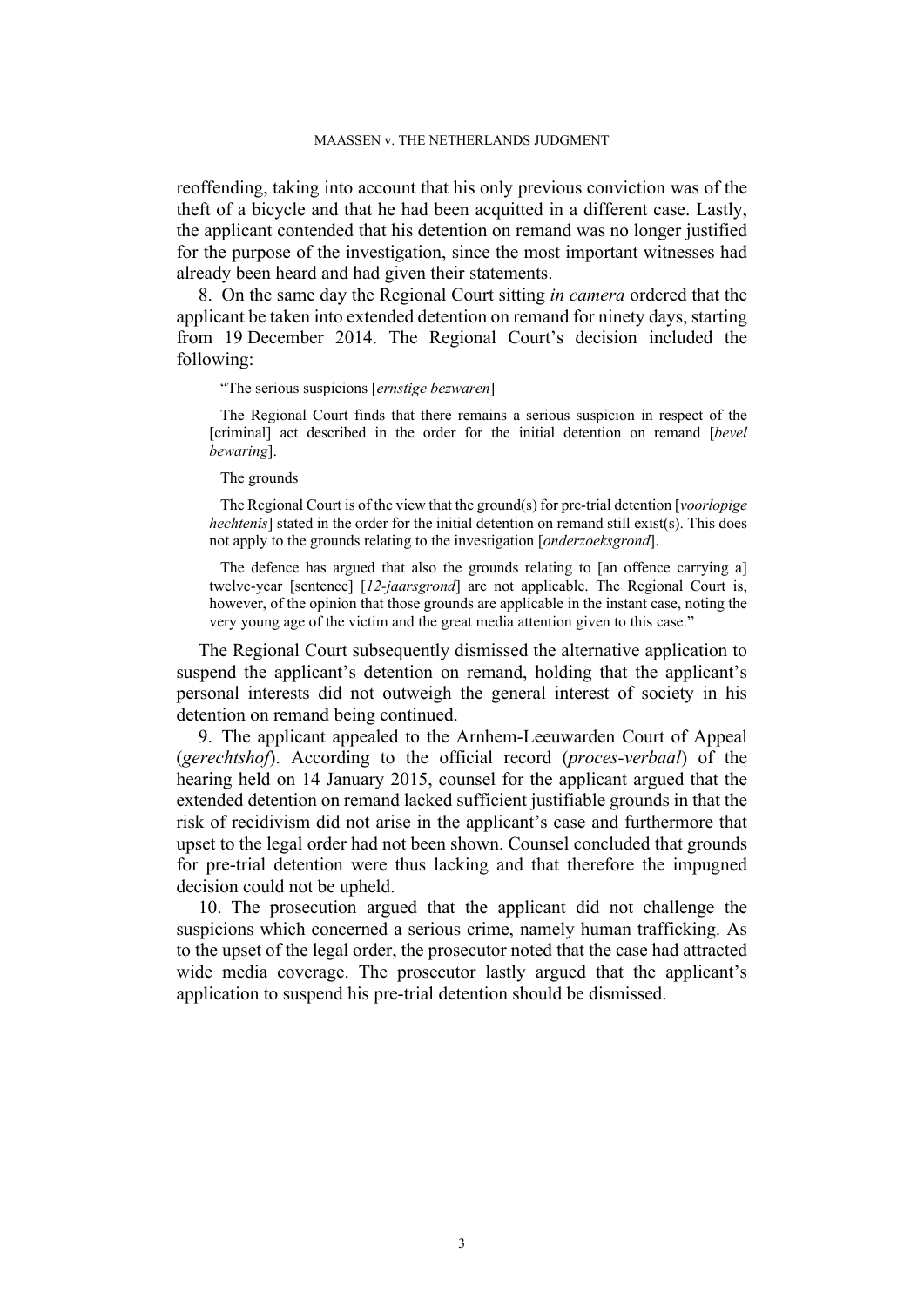reoffending, taking into account that his only previous conviction was of the theft of a bicycle and that he had been acquitted in a different case. Lastly, the applicant contended that his detention on remand was no longer justified for the purpose of the investigation, since the most important witnesses had already been heard and had given their statements.

8. On the same day the Regional Court sitting *in camera* ordered that the applicant be taken into extended detention on remand for ninety days, starting from 19 December 2014. The Regional Court's decision included the following:

> "The serious suspicions [*ernstige bezwaren*]
>
> The Regional Court finds that there remains a serious suspicion in respect of the [criminal] act described in the order for the initial detention on remand [*bevel bewaring*].
>
> The grounds
>
> The Regional Court is of the view that the ground(s) for pre-trial detention [*voorlopige hechtenis*] stated in the order for the initial detention on remand still exist(s). This does not apply to the grounds relating to the investigation [*onderzoeksgrond*].
>
> The defence has argued that also the grounds relating to [an offence carrying a] twelve-year [sentence] [*12-jaarsgrond*] are not applicable. The Regional Court is, however, of the opinion that those grounds are applicable in the instant case, noting the very young age of the victim and the great media attention given to this case."

The Regional Court subsequently dismissed the alternative application to suspend the applicant's detention on remand, holding that the applicant's personal interests did not outweigh the general interest of society in his detention on remand being continued.

9. The applicant appealed to the Arnhem-Leeuwarden Court of Appeal (*gerechtshof*). According to the official record (*proces-verbaal*) of the hearing held on 14 January 2015, counsel for the applicant argued that the extended detention on remand lacked sufficient justifiable grounds in that the risk of recidivism did not arise in the applicant's case and furthermore that upset to the legal order had not been shown. Counsel concluded that grounds for pre-trial detention were thus lacking and that therefore the impugned decision could not be upheld.

10. The prosecution argued that the applicant did not challenge the suspicions which concerned a serious crime, namely human trafficking. As to the upset of the legal order, the prosecutor noted that the case had attracted wide media coverage. The prosecutor lastly argued that the applicant's application to suspend his pre-trial detention should be dismissed.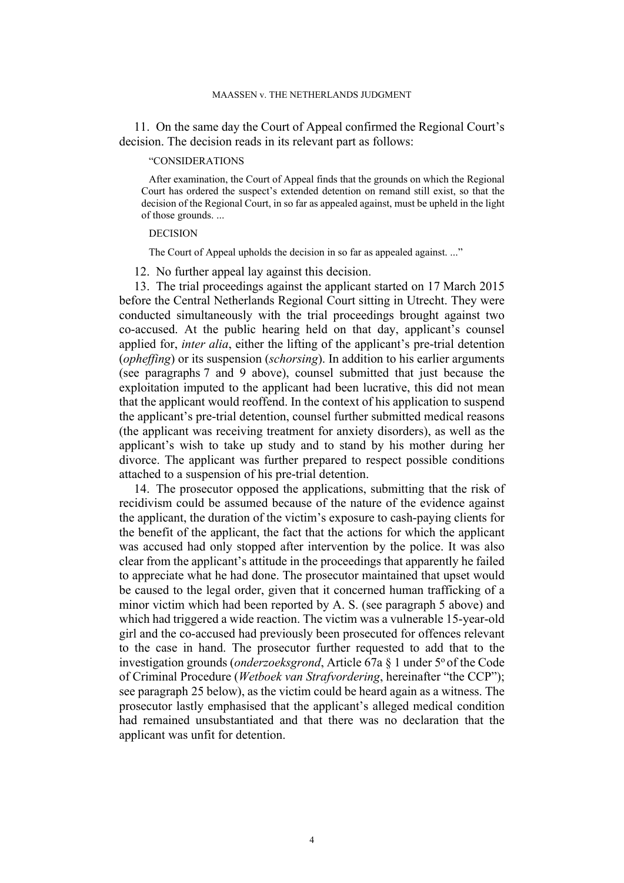11. On the same day the Court of Appeal confirmed the Regional Court's decision. The decision reads in its relevant part as follows:

> "CONSIDERATIONS
>
> After examination, the Court of Appeal finds that the grounds on which the Regional Court has ordered the suspect's extended detention on remand still exist, so that the decision of the Regional Court, in so far as appealed against, must be upheld in the light of those grounds. ...
>
> DECISION
>
> The Court of Appeal upholds the decision in so far as appealed against. ..."

12. No further appeal lay against this decision.

13. The trial proceedings against the applicant started on 17 March 2015 before the Central Netherlands Regional Court sitting in Utrecht. They were conducted simultaneously with the trial proceedings brought against two co-accused. At the public hearing held on that day, applicant's counsel applied for, *inter alia*, either the lifting of the applicant's pre-trial detention (*opheffing*) or its suspension (*schorsing*). In addition to his earlier arguments (see paragraphs 7 and 9 above), counsel submitted that just because the exploitation imputed to the applicant had been lucrative, this did not mean that the applicant would reoffend. In the context of his application to suspend the applicant's pre-trial detention, counsel further submitted medical reasons (the applicant was receiving treatment for anxiety disorders), as well as the applicant's wish to take up study and to stand by his mother during her divorce. The applicant was further prepared to respect possible conditions attached to a suspension of his pre-trial detention.

14. The prosecutor opposed the applications, submitting that the risk of recidivism could be assumed because of the nature of the evidence against the applicant, the duration of the victim's exposure to cash-paying clients for the benefit of the applicant, the fact that the actions for which the applicant was accused had only stopped after intervention by the police. It was also clear from the applicant's attitude in the proceedings that apparently he failed to appreciate what he had done. The prosecutor maintained that upset would be caused to the legal order, given that it concerned human trafficking of a minor victim which had been reported by A. S. (see paragraph 5 above) and which had triggered a wide reaction. The victim was a vulnerable 15-year-old girl and the co-accused had previously been prosecuted for offences relevant to the case in hand. The prosecutor further requested to add that to the investigation grounds (*onderzoeksgrond*, Article 67a § 1 under 5° of the Code of Criminal Procedure (*Wetboek van Strafvordering*, hereinafter "the CCP"); see paragraph 25 below), as the victim could be heard again as a witness. The prosecutor lastly emphasised that the applicant's alleged medical condition had remained unsubstantiated and that there was no declaration that the applicant was unfit for detention.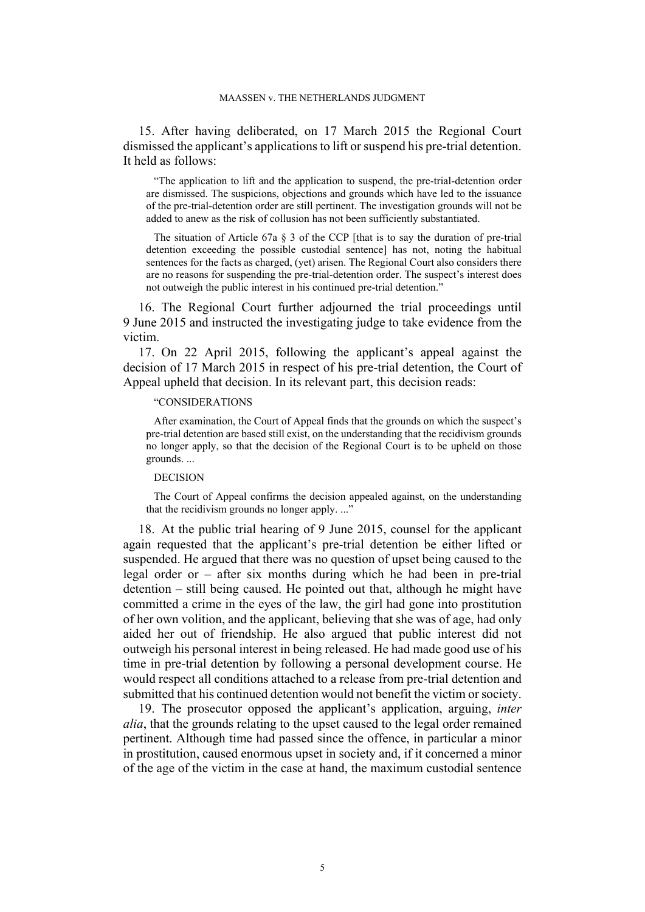15. After having deliberated, on 17 March 2015 the Regional Court dismissed the applicant's applications to lift or suspend his pre-trial detention. It held as follows:

> "The application to lift and the application to suspend, the pre-trial-detention order are dismissed. The suspicions, objections and grounds which have led to the issuance of the pre-trial-detention order are still pertinent. The investigation grounds will not be added to anew as the risk of collusion has not been sufficiently substantiated.
>
> The situation of Article 67a § 3 of the CCP [that is to say the duration of pre-trial detention exceeding the possible custodial sentence] has not, noting the habitual sentences for the facts as charged, (yet) arisen. The Regional Court also considers there are no reasons for suspending the pre-trial-detention order. The suspect's interest does not outweigh the public interest in his continued pre-trial detention."

16. The Regional Court further adjourned the trial proceedings until 9 June 2015 and instructed the investigating judge to take evidence from the victim.

17. On 22 April 2015, following the applicant's appeal against the decision of 17 March 2015 in respect of his pre-trial detention, the Court of Appeal upheld that decision. In its relevant part, this decision reads:

> "CONSIDERATIONS
>
> After examination, the Court of Appeal finds that the grounds on which the suspect's pre-trial detention are based still exist, on the understanding that the recidivism grounds no longer apply, so that the decision of the Regional Court is to be upheld on those grounds. ...
>
> DECISION
>
> The Court of Appeal confirms the decision appealed against, on the understanding that the recidivism grounds no longer apply. ..."

18. At the public trial hearing of 9 June 2015, counsel for the applicant again requested that the applicant's pre-trial detention be either lifted or suspended. He argued that there was no question of upset being caused to the legal order or – after six months during which he had been in pre-trial detention – still being caused. He pointed out that, although he might have committed a crime in the eyes of the law, the girl had gone into prostitution of her own volition, and the applicant, believing that she was of age, had only aided her out of friendship. He also argued that public interest did not outweigh his personal interest in being released. He had made good use of his time in pre-trial detention by following a personal development course. He would respect all conditions attached to a release from pre-trial detention and submitted that his continued detention would not benefit the victim or society.

19. The prosecutor opposed the applicant's application, arguing, *inter alia*, that the grounds relating to the upset caused to the legal order remained pertinent. Although time had passed since the offence, in particular a minor in prostitution, caused enormous upset in society and, if it concerned a minor of the age of the victim in the case at hand, the maximum custodial sentence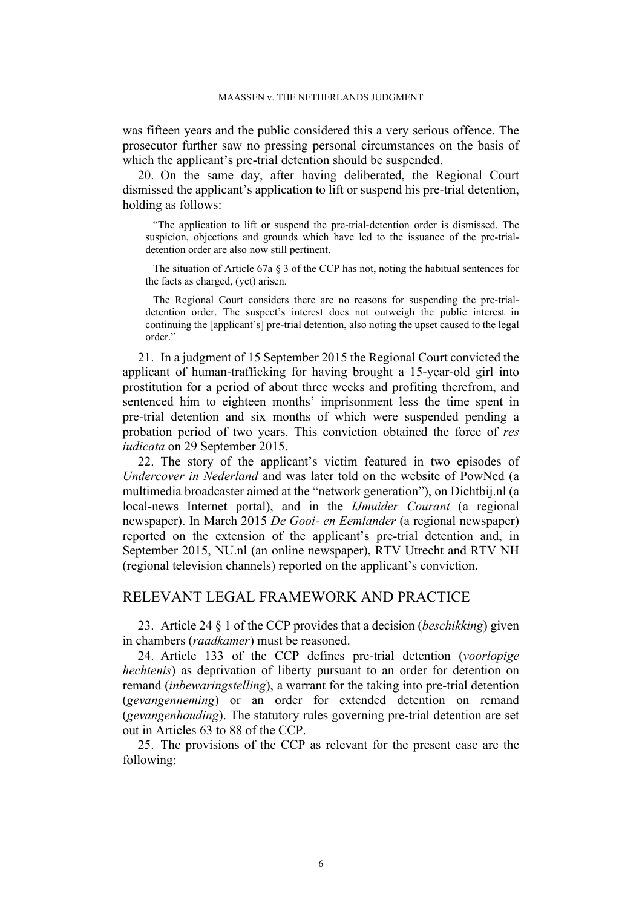was fifteen years and the public considered this a very serious offence. The prosecutor further saw no pressing personal circumstances on the basis of which the applicant's pre-trial detention should be suspended.

20. On the same day, after having deliberated, the Regional Court dismissed the applicant's application to lift or suspend his pre-trial detention, holding as follows:

> "The application to lift or suspend the pre-trial-detention order is dismissed. The suspicion, objections and grounds which have led to the issuance of the pre-trial-detention order are also now still pertinent.
>
> The situation of Article 67a § 3 of the CCP has not, noting the habitual sentences for the facts as charged, (yet) arisen.
>
> The Regional Court considers there are no reasons for suspending the pre-trial-detention order. The suspect's interest does not outweigh the public interest in continuing the [applicant's] pre-trial detention, also noting the upset caused to the legal order."

21. In a judgment of 15 September 2015 the Regional Court convicted the applicant of human-trafficking for having brought a 15-year-old girl into prostitution for a period of about three weeks and profiting therefrom, and sentenced him to eighteen months' imprisonment less the time spent in pre-trial detention and six months of which were suspended pending a probation period of two years. This conviction obtained the force of *res iudicata* on 29 September 2015.

22. The story of the applicant's victim featured in two episodes of *Undercover in Nederland* and was later told on the website of PowNed (a multimedia broadcaster aimed at the "network generation"), on Dichtbij.nl (a local-news Internet portal), and in the *IJmuider Courant* (a regional newspaper). In March 2015 *De Gooi- en Eemlander* (a regional newspaper) reported on the extension of the applicant's pre-trial detention and, in September 2015, NU.nl (an online newspaper), RTV Utrecht and RTV NH (regional television channels) reported on the applicant's conviction.

## RELEVANT LEGAL FRAMEWORK AND PRACTICE

23. Article 24 § 1 of the CCP provides that a decision (*beschikking*) given in chambers (*raadkamer*) must be reasoned.

24. Article 133 of the CCP defines pre-trial detention (*voorlopige hechtenis*) as deprivation of liberty pursuant to an order for detention on remand (*inbewaringstelling*), a warrant for the taking into pre-trial detention (*gevangenneming*) or an order for extended detention on remand (*gevangenhouding*). The statutory rules governing pre-trial detention are set out in Articles 63 to 88 of the CCP.

25. The provisions of the CCP as relevant for the present case are the following: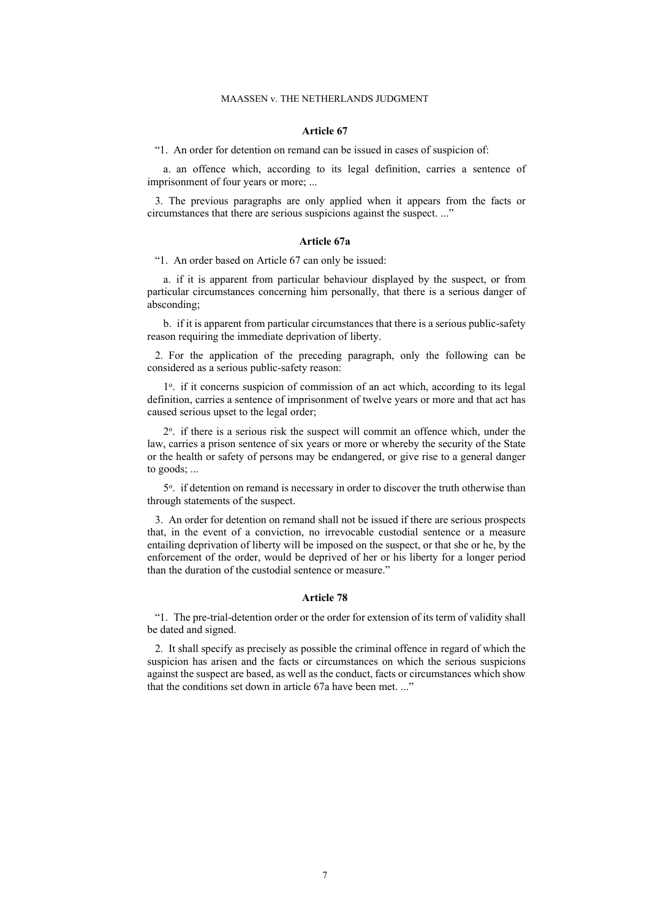**Article 67**

"1. An order for detention on remand can be issued in cases of suspicion of:

a. an offence which, according to its legal definition, carries a sentence of imprisonment of four years or more; ...

3. The previous paragraphs are only applied when it appears from the facts or circumstances that there are serious suspicions against the suspect. ..."

**Article 67a**

"1. An order based on Article 67 can only be issued:

a. if it is apparent from particular behaviour displayed by the suspect, or from particular circumstances concerning him personally, that there is a serious danger of absconding;

b. if it is apparent from particular circumstances that there is a serious public-safety reason requiring the immediate deprivation of liberty.

2. For the application of the preceding paragraph, only the following can be considered as a serious public-safety reason:

1°. if it concerns suspicion of commission of an act which, according to its legal definition, carries a sentence of imprisonment of twelve years or more and that act has caused serious upset to the legal order;

2°. if there is a serious risk the suspect will commit an offence which, under the law, carries a prison sentence of six years or more or whereby the security of the State or the health or safety of persons may be endangered, or give rise to a general danger to goods; ...

5°. if detention on remand is necessary in order to discover the truth otherwise than through statements of the suspect.

3. An order for detention on remand shall not be issued if there are serious prospects that, in the event of a conviction, no irrevocable custodial sentence or a measure entailing deprivation of liberty will be imposed on the suspect, or that she or he, by the enforcement of the order, would be deprived of her or his liberty for a longer period than the duration of the custodial sentence or measure."

**Article 78**

"1. The pre-trial-detention order or the order for extension of its term of validity shall be dated and signed.

2. It shall specify as precisely as possible the criminal offence in regard of which the suspicion has arisen and the facts or circumstances on which the serious suspicions against the suspect are based, as well as the conduct, facts or circumstances which show that the conditions set down in article 67a have been met. ..."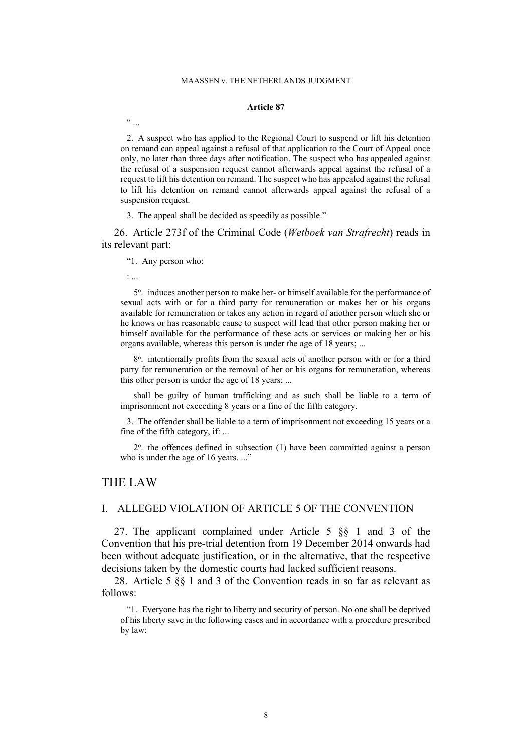**Article 87**

" ...

2. A suspect who has applied to the Regional Court to suspend or lift his detention on remand can appeal against a refusal of that application to the Court of Appeal once only, no later than three days after notification. The suspect who has appealed against the refusal of a suspension request cannot afterwards appeal against the refusal of a request to lift his detention on remand. The suspect who has appealed against the refusal to lift his detention on remand cannot afterwards appeal against the refusal of a suspension request.

3. The appeal shall be decided as speedily as possible."

26. Article 273f of the Criminal Code (*Wetboek van Strafrecht*) reads in its relevant part:

"1. Any person who:

: ...

5°. induces another person to make her- or himself available for the performance of sexual acts with or for a third party for remuneration or makes her or his organs available for remuneration or takes any action in regard of another person which she or he knows or has reasonable cause to suspect will lead that other person making her or himself available for the performance of these acts or services or making her or his organs available, whereas this person is under the age of 18 years; ...

8°. intentionally profits from the sexual acts of another person with or for a third party for remuneration or the removal of her or his organs for remuneration, whereas this other person is under the age of 18 years; ...

shall be guilty of human trafficking and as such shall be liable to a term of imprisonment not exceeding 8 years or a fine of the fifth category.

3. The offender shall be liable to a term of imprisonment not exceeding 15 years or a fine of the fifth category, if: ...

2°. the offences defined in subsection (1) have been committed against a person who is under the age of 16 years. ..."

# THE LAW

## I. ALLEGED VIOLATION OF ARTICLE 5 OF THE CONVENTION

27. The applicant complained under Article 5 §§ 1 and 3 of the Convention that his pre-trial detention from 19 December 2014 onwards had been without adequate justification, or in the alternative, that the respective decisions taken by the domestic courts had lacked sufficient reasons.

28. Article 5 §§ 1 and 3 of the Convention reads in so far as relevant as follows:

"1. Everyone has the right to liberty and security of person. No one shall be deprived of his liberty save in the following cases and in accordance with a procedure prescribed by law: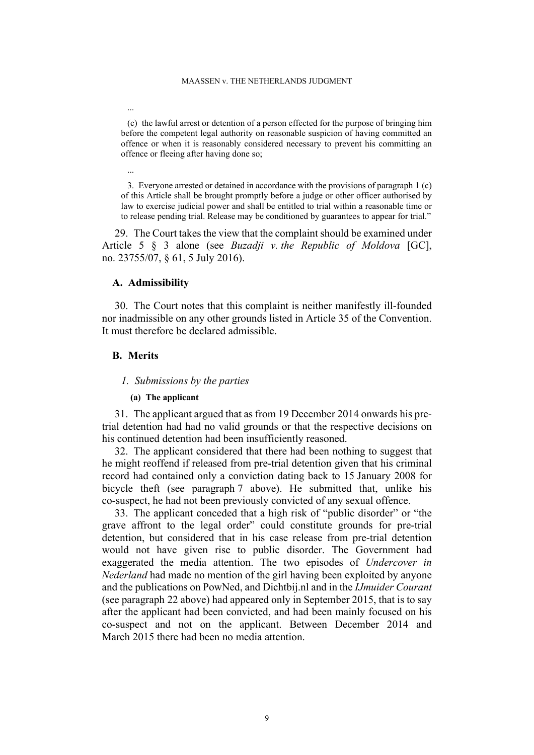...

(c) the lawful arrest or detention of a person effected for the purpose of bringing him before the competent legal authority on reasonable suspicion of having committed an offence or when it is reasonably considered necessary to prevent his committing an offence or fleeing after having done so;

...

3. Everyone arrested or detained in accordance with the provisions of paragraph 1 (c) of this Article shall be brought promptly before a judge or other officer authorised by law to exercise judicial power and shall be entitled to trial within a reasonable time or to release pending trial. Release may be conditioned by guarantees to appear for trial."

29. The Court takes the view that the complaint should be examined under Article 5 § 3 alone (see *Buzadji v. the Republic of Moldova* [GC], no. 23755/07, § 61, 5 July 2016).

### A. Admissibility

30. The Court notes that this complaint is neither manifestly ill-founded nor inadmissible on any other grounds listed in Article 35 of the Convention. It must therefore be declared admissible.

### B. Merits

#### *1. Submissions by the parties*

##### (a) The applicant

31. The applicant argued that as from 19 December 2014 onwards his pre-trial detention had had no valid grounds or that the respective decisions on his continued detention had been insufficiently reasoned.

32. The applicant considered that there had been nothing to suggest that he might reoffend if released from pre-trial detention given that his criminal record had contained only a conviction dating back to 15 January 2008 for bicycle theft (see paragraph 7 above). He submitted that, unlike his co-suspect, he had not been previously convicted of any sexual offence.

33. The applicant conceded that a high risk of "public disorder" or "the grave affront to the legal order" could constitute grounds for pre-trial detention, but considered that in his case release from pre-trial detention would not have given rise to public disorder. The Government had exaggerated the media attention. The two episodes of *Undercover in Nederland* had made no mention of the girl having been exploited by anyone and the publications on PowNed, and Dichtbij.nl and in the *IJmuider Courant* (see paragraph 22 above) had appeared only in September 2015, that is to say after the applicant had been convicted, and had been mainly focused on his co-suspect and not on the applicant. Between December 2014 and March 2015 there had been no media attention.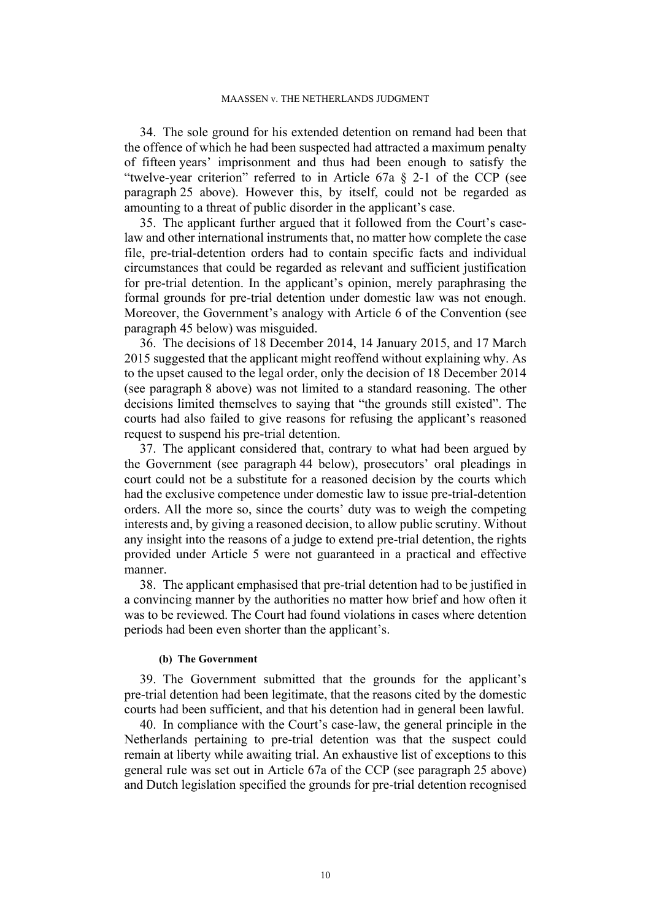34. The sole ground for his extended detention on remand had been that the offence of which he had been suspected had attracted a maximum penalty of fifteen years' imprisonment and thus had been enough to satisfy the "twelve-year criterion" referred to in Article 67a § 2-1 of the CCP (see paragraph 25 above). However this, by itself, could not be regarded as amounting to a threat of public disorder in the applicant's case.

35. The applicant further argued that it followed from the Court's case-law and other international instruments that, no matter how complete the case file, pre-trial-detention orders had to contain specific facts and individual circumstances that could be regarded as relevant and sufficient justification for pre-trial detention. In the applicant's opinion, merely paraphrasing the formal grounds for pre-trial detention under domestic law was not enough. Moreover, the Government's analogy with Article 6 of the Convention (see paragraph 45 below) was misguided.

36. The decisions of 18 December 2014, 14 January 2015, and 17 March 2015 suggested that the applicant might reoffend without explaining why. As to the upset caused to the legal order, only the decision of 18 December 2014 (see paragraph 8 above) was not limited to a standard reasoning. The other decisions limited themselves to saying that "the grounds still existed". The courts had also failed to give reasons for refusing the applicant's reasoned request to suspend his pre-trial detention.

37. The applicant considered that, contrary to what had been argued by the Government (see paragraph 44 below), prosecutors' oral pleadings in court could not be a substitute for a reasoned decision by the courts which had the exclusive competence under domestic law to issue pre-trial-detention orders. All the more so, since the courts' duty was to weigh the competing interests and, by giving a reasoned decision, to allow public scrutiny. Without any insight into the reasons of a judge to extend pre-trial detention, the rights provided under Article 5 were not guaranteed in a practical and effective manner.

38. The applicant emphasised that pre-trial detention had to be justified in a convincing manner by the authorities no matter how brief and how often it was to be reviewed. The Court had found violations in cases where detention periods had been even shorter than the applicant's.

#### (b) The Government

39. The Government submitted that the grounds for the applicant's pre-trial detention had been legitimate, that the reasons cited by the domestic courts had been sufficient, and that his detention had in general been lawful.

40. In compliance with the Court's case-law, the general principle in the Netherlands pertaining to pre-trial detention was that the suspect could remain at liberty while awaiting trial. An exhaustive list of exceptions to this general rule was set out in Article 67a of the CCP (see paragraph 25 above) and Dutch legislation specified the grounds for pre-trial detention recognised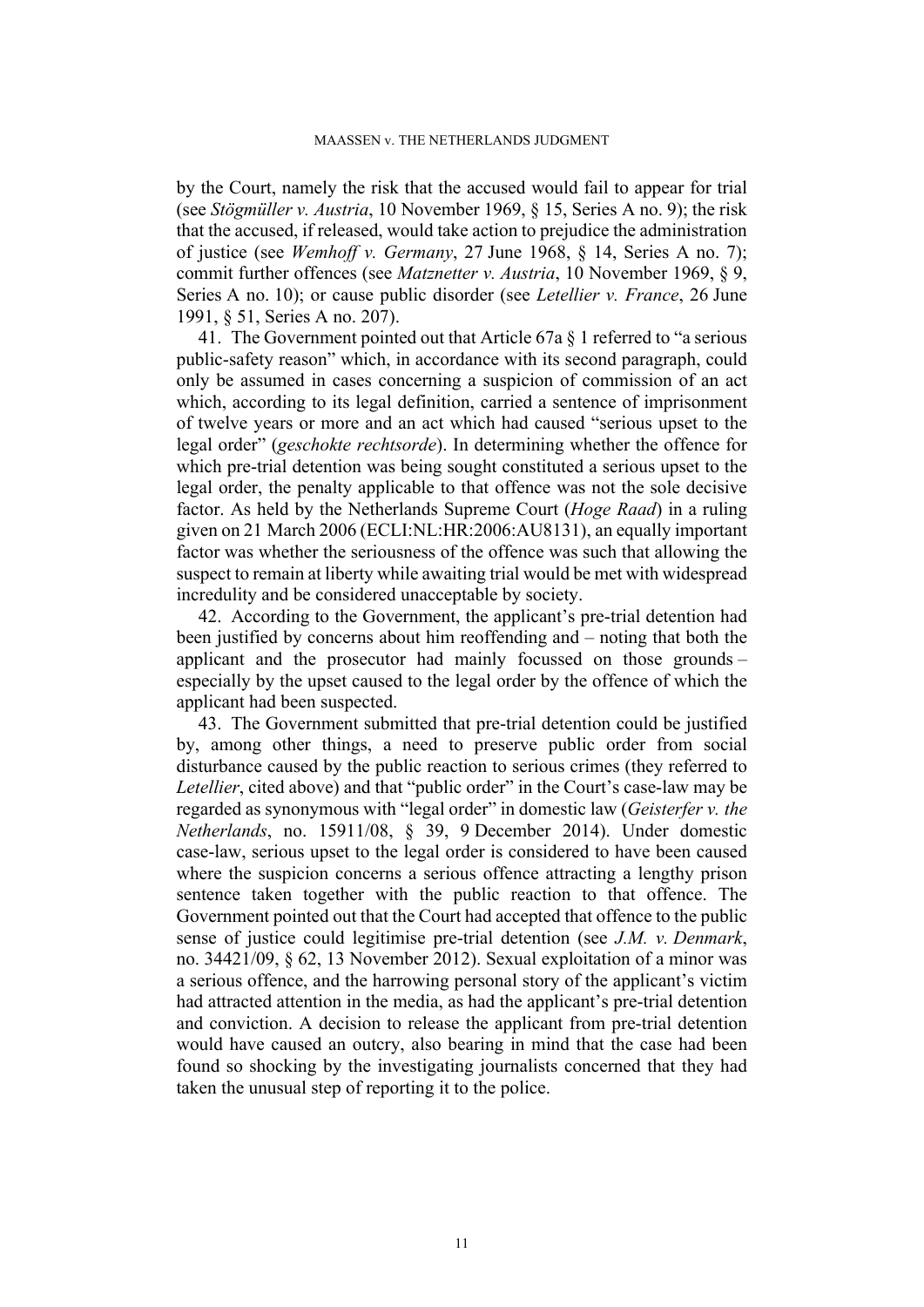by the Court, namely the risk that the accused would fail to appear for trial (see *Stögmüller v. Austria*, 10 November 1969, § 15, Series A no. 9); the risk that the accused, if released, would take action to prejudice the administration of justice (see *Wemhoff v. Germany*, 27 June 1968, § 14, Series A no. 7); commit further offences (see *Matznetter v. Austria*, 10 November 1969, § 9, Series A no. 10); or cause public disorder (see *Letellier v. France*, 26 June 1991, § 51, Series A no. 207).

41. The Government pointed out that Article 67a § 1 referred to "a serious public-safety reason" which, in accordance with its second paragraph, could only be assumed in cases concerning a suspicion of commission of an act which, according to its legal definition, carried a sentence of imprisonment of twelve years or more and an act which had caused "serious upset to the legal order" (*geschokte rechtsorde*). In determining whether the offence for which pre-trial detention was being sought constituted a serious upset to the legal order, the penalty applicable to that offence was not the sole decisive factor. As held by the Netherlands Supreme Court (*Hoge Raad*) in a ruling given on 21 March 2006 (ECLI:NL:HR:2006:AU8131), an equally important factor was whether the seriousness of the offence was such that allowing the suspect to remain at liberty while awaiting trial would be met with widespread incredulity and be considered unacceptable by society.

42. According to the Government, the applicant's pre-trial detention had been justified by concerns about him reoffending and – noting that both the applicant and the prosecutor had mainly focussed on those grounds – especially by the upset caused to the legal order by the offence of which the applicant had been suspected.

43. The Government submitted that pre-trial detention could be justified by, among other things, a need to preserve public order from social disturbance caused by the public reaction to serious crimes (they referred to *Letellier*, cited above) and that "public order" in the Court's case-law may be regarded as synonymous with "legal order" in domestic law (*Geisterfer v. the Netherlands*, no. 15911/08, § 39, 9 December 2014). Under domestic case-law, serious upset to the legal order is considered to have been caused where the suspicion concerns a serious offence attracting a lengthy prison sentence taken together with the public reaction to that offence. The Government pointed out that the Court had accepted that offence to the public sense of justice could legitimise pre-trial detention (see *J.M. v. Denmark*, no. 34421/09, § 62, 13 November 2012). Sexual exploitation of a minor was a serious offence, and the harrowing personal story of the applicant's victim had attracted attention in the media, as had the applicant's pre-trial detention and conviction. A decision to release the applicant from pre-trial detention would have caused an outcry, also bearing in mind that the case had been found so shocking by the investigating journalists concerned that they had taken the unusual step of reporting it to the police.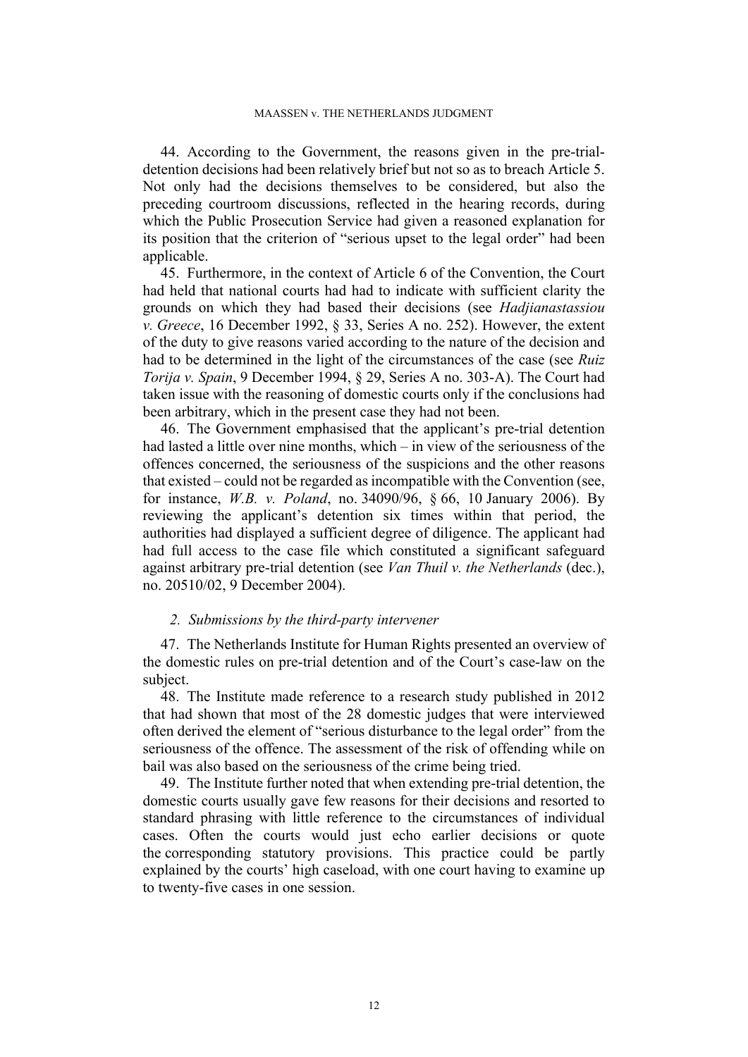44. According to the Government, the reasons given in the pre-trial-detention decisions had been relatively brief but not so as to breach Article 5. Not only had the decisions themselves to be considered, but also the preceding courtroom discussions, reflected in the hearing records, during which the Public Prosecution Service had given a reasoned explanation for its position that the criterion of "serious upset to the legal order" had been applicable.

45. Furthermore, in the context of Article 6 of the Convention, the Court had held that national courts had had to indicate with sufficient clarity the grounds on which they had based their decisions (see *Hadjianastassiou v. Greece*, 16 December 1992, § 33, Series A no. 252). However, the extent of the duty to give reasons varied according to the nature of the decision and had to be determined in the light of the circumstances of the case (see *Ruiz Torija v. Spain*, 9 December 1994, § 29, Series A no. 303-A). The Court had taken issue with the reasoning of domestic courts only if the conclusions had been arbitrary, which in the present case they had not been.

46. The Government emphasised that the applicant's pre-trial detention had lasted a little over nine months, which – in view of the seriousness of the offences concerned, the seriousness of the suspicions and the other reasons that existed – could not be regarded as incompatible with the Convention (see, for instance, *W.B. v. Poland*, no. 34090/96, § 66, 10 January 2006). By reviewing the applicant's detention six times within that period, the authorities had displayed a sufficient degree of diligence. The applicant had had full access to the case file which constituted a significant safeguard against arbitrary pre-trial detention (see *Van Thuil v. the Netherlands* (dec.), no. 20510/02, 9 December 2004).

*2. Submissions by the third-party intervener*

47. The Netherlands Institute for Human Rights presented an overview of the domestic rules on pre-trial detention and of the Court's case-law on the subject.

48. The Institute made reference to a research study published in 2012 that had shown that most of the 28 domestic judges that were interviewed often derived the element of "serious disturbance to the legal order" from the seriousness of the offence. The assessment of the risk of offending while on bail was also based on the seriousness of the crime being tried.

49. The Institute further noted that when extending pre-trial detention, the domestic courts usually gave few reasons for their decisions and resorted to standard phrasing with little reference to the circumstances of individual cases. Often the courts would just echo earlier decisions or quote the corresponding statutory provisions. This practice could be partly explained by the courts' high caseload, with one court having to examine up to twenty-five cases in one session.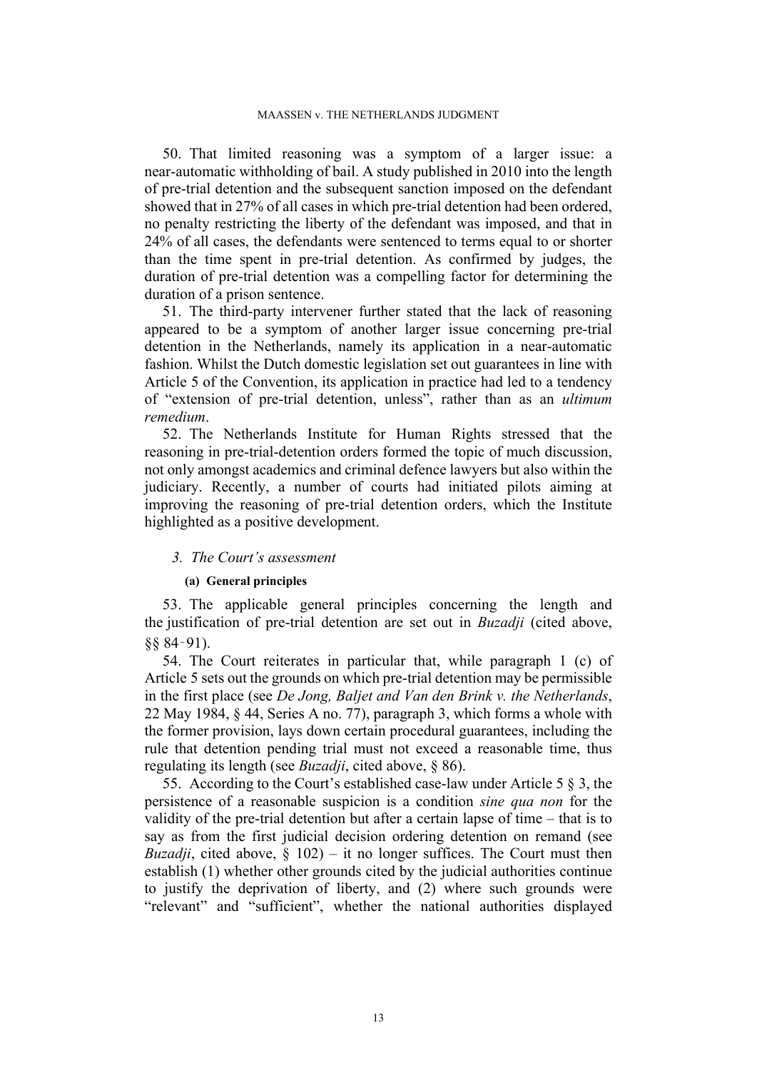50. That limited reasoning was a symptom of a larger issue: a near-automatic withholding of bail. A study published in 2010 into the length of pre-trial detention and the subsequent sanction imposed on the defendant showed that in 27% of all cases in which pre-trial detention had been ordered, no penalty restricting the liberty of the defendant was imposed, and that in 24% of all cases, the defendants were sentenced to terms equal to or shorter than the time spent in pre-trial detention. As confirmed by judges, the duration of pre-trial detention was a compelling factor for determining the duration of a prison sentence.

51. The third-party intervener further stated that the lack of reasoning appeared to be a symptom of another larger issue concerning pre-trial detention in the Netherlands, namely its application in a near-automatic fashion. Whilst the Dutch domestic legislation set out guarantees in line with Article 5 of the Convention, its application in practice had led to a tendency of "extension of pre-trial detention, unless", rather than as an *ultimum remedium*.

52. The Netherlands Institute for Human Rights stressed that the reasoning in pre-trial-detention orders formed the topic of much discussion, not only amongst academics and criminal defence lawyers but also within the judiciary. Recently, a number of courts had initiated pilots aiming at improving the reasoning of pre-trial detention orders, which the Institute highlighted as a positive development.

### *3. The Court's assessment*

#### **(a) General principles**

53. The applicable general principles concerning the length and the justification of pre-trial detention are set out in *Buzadji* (cited above, §§ 84-91).

54. The Court reiterates in particular that, while paragraph 1 (c) of Article 5 sets out the grounds on which pre-trial detention may be permissible in the first place (see *De Jong, Baljet and Van den Brink v. the Netherlands*, 22 May 1984, § 44, Series A no. 77), paragraph 3, which forms a whole with the former provision, lays down certain procedural guarantees, including the rule that detention pending trial must not exceed a reasonable time, thus regulating its length (see *Buzadji*, cited above, § 86).

55. According to the Court's established case-law under Article 5 § 3, the persistence of a reasonable suspicion is a condition *sine qua non* for the validity of the pre-trial detention but after a certain lapse of time – that is to say as from the first judicial decision ordering detention on remand (see *Buzadji*, cited above, § 102) – it no longer suffices. The Court must then establish (1) whether other grounds cited by the judicial authorities continue to justify the deprivation of liberty, and (2) where such grounds were "relevant" and "sufficient", whether the national authorities displayed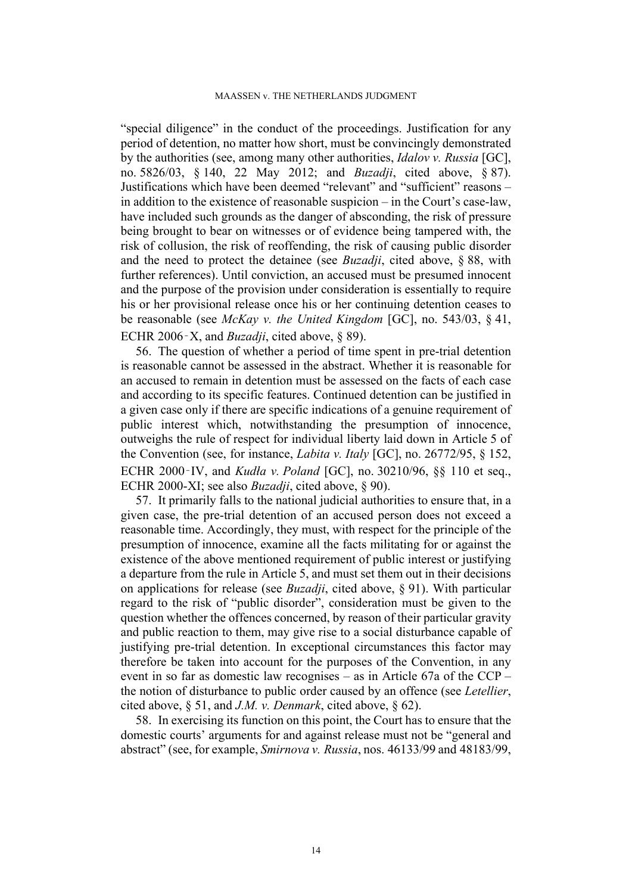"special diligence" in the conduct of the proceedings. Justification for any period of detention, no matter how short, must be convincingly demonstrated by the authorities (see, among many other authorities, *Idalov v. Russia* [GC], no. 5826/03, § 140, 22 May 2012; and *Buzadji*, cited above, § 87). Justifications which have been deemed "relevant" and "sufficient" reasons – in addition to the existence of reasonable suspicion – in the Court's case-law, have included such grounds as the danger of absconding, the risk of pressure being brought to bear on witnesses or of evidence being tampered with, the risk of collusion, the risk of reoffending, the risk of causing public disorder and the need to protect the detainee (see *Buzadji*, cited above, § 88, with further references). Until conviction, an accused must be presumed innocent and the purpose of the provision under consideration is essentially to require his or her provisional release once his or her continuing detention ceases to be reasonable (see *McKay v. the United Kingdom* [GC], no. 543/03, § 41, ECHR 2006‑X, and *Buzadji*, cited above, § 89).

56. The question of whether a period of time spent in pre-trial detention is reasonable cannot be assessed in the abstract. Whether it is reasonable for an accused to remain in detention must be assessed on the facts of each case and according to its specific features. Continued detention can be justified in a given case only if there are specific indications of a genuine requirement of public interest which, notwithstanding the presumption of innocence, outweighs the rule of respect for individual liberty laid down in Article 5 of the Convention (see, for instance, *Labita v. Italy* [GC], no. 26772/95, § 152, ECHR 2000‑IV, and *Kudła v. Poland* [GC], no. 30210/96, §§ 110 et seq., ECHR 2000-XI; see also *Buzadji*, cited above, § 90).

57. It primarily falls to the national judicial authorities to ensure that, in a given case, the pre-trial detention of an accused person does not exceed a reasonable time. Accordingly, they must, with respect for the principle of the presumption of innocence, examine all the facts militating for or against the existence of the above mentioned requirement of public interest or justifying a departure from the rule in Article 5, and must set them out in their decisions on applications for release (see *Buzadji*, cited above, § 91). With particular regard to the risk of "public disorder", consideration must be given to the question whether the offences concerned, by reason of their particular gravity and public reaction to them, may give rise to a social disturbance capable of justifying pre-trial detention. In exceptional circumstances this factor may therefore be taken into account for the purposes of the Convention, in any event in so far as domestic law recognises – as in Article 67a of the CCP – the notion of disturbance to public order caused by an offence (see *Letellier*, cited above, § 51, and *J.M. v. Denmark*, cited above, § 62).

58. In exercising its function on this point, the Court has to ensure that the domestic courts' arguments for and against release must not be "general and abstract" (see, for example, *Smirnova v. Russia*, nos. 46133/99 and 48183/99,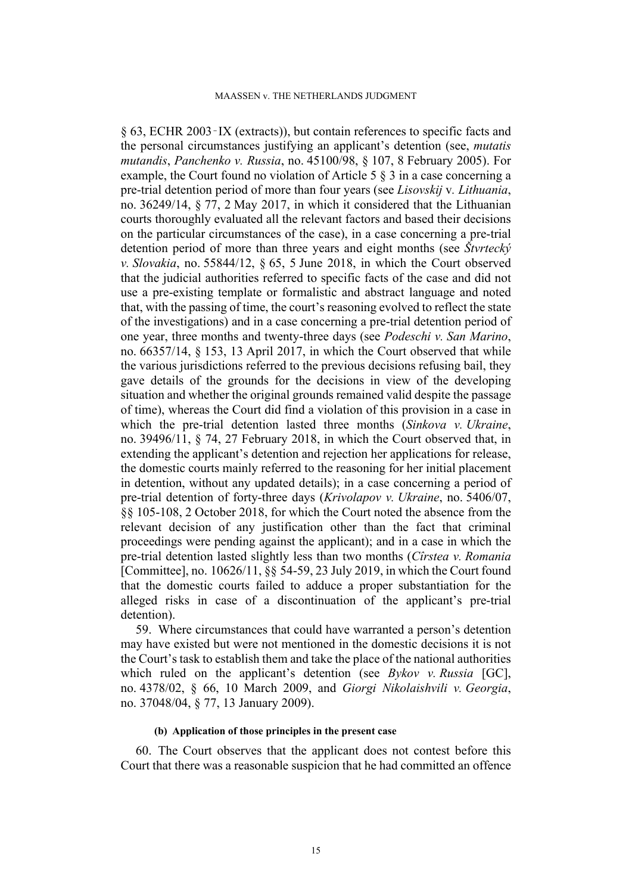§ 63, ECHR 2003‑IX (extracts)), but contain references to specific facts and the personal circumstances justifying an applicant's detention (see, *mutatis mutandis*, *Panchenko v. Russia*, no. 45100/98, § 107, 8 February 2005). For example, the Court found no violation of Article 5 § 3 in a case concerning a pre-trial detention period of more than four years (see *Lisovskij* v. *Lithuania*, no. 36249/14, § 77, 2 May 2017, in which it considered that the Lithuanian courts thoroughly evaluated all the relevant factors and based their decisions on the particular circumstances of the case), in a case concerning a pre-trial detention period of more than three years and eight months (see *Štvrtecký v. Slovakia*, no. 55844/12, § 65, 5 June 2018, in which the Court observed that the judicial authorities referred to specific facts of the case and did not use a pre-existing template or formalistic and abstract language and noted that, with the passing of time, the court's reasoning evolved to reflect the state of the investigations) and in a case concerning a pre-trial detention period of one year, three months and twenty-three days (see *Podeschi v. San Marino*, no. 66357/14, § 153, 13 April 2017, in which the Court observed that while the various jurisdictions referred to the previous decisions refusing bail, they gave details of the grounds for the decisions in view of the developing situation and whether the original grounds remained valid despite the passage of time), whereas the Court did find a violation of this provision in a case in which the pre-trial detention lasted three months (*Sinkova v. Ukraine*, no. 39496/11, § 74, 27 February 2018, in which the Court observed that, in extending the applicant's detention and rejection her applications for release, the domestic courts mainly referred to the reasoning for her initial placement in detention, without any updated details); in a case concerning a period of pre-trial detention of forty-three days (*Krivolapov v. Ukraine*, no. 5406/07, §§ 105-108, 2 October 2018, for which the Court noted the absence from the relevant decision of any justification other than the fact that criminal proceedings were pending against the applicant); and in a case in which the pre-trial detention lasted slightly less than two months (*Cîrstea v. Romania* [Committee], no. 10626/11, §§ 54-59, 23 July 2019, in which the Court found that the domestic courts failed to adduce a proper substantiation for the alleged risks in case of a discontinuation of the applicant's pre-trial detention).

59. Where circumstances that could have warranted a person's detention may have existed but were not mentioned in the domestic decisions it is not the Court's task to establish them and take the place of the national authorities which ruled on the applicant's detention (see *Bykov v. Russia* [GC], no. 4378/02, § 66, 10 March 2009, and *Giorgi Nikolaishvili v. Georgia*, no. 37048/04, § 77, 13 January 2009).

#### (b) Application of those principles in the present case

60. The Court observes that the applicant does not contest before this Court that there was a reasonable suspicion that he had committed an offence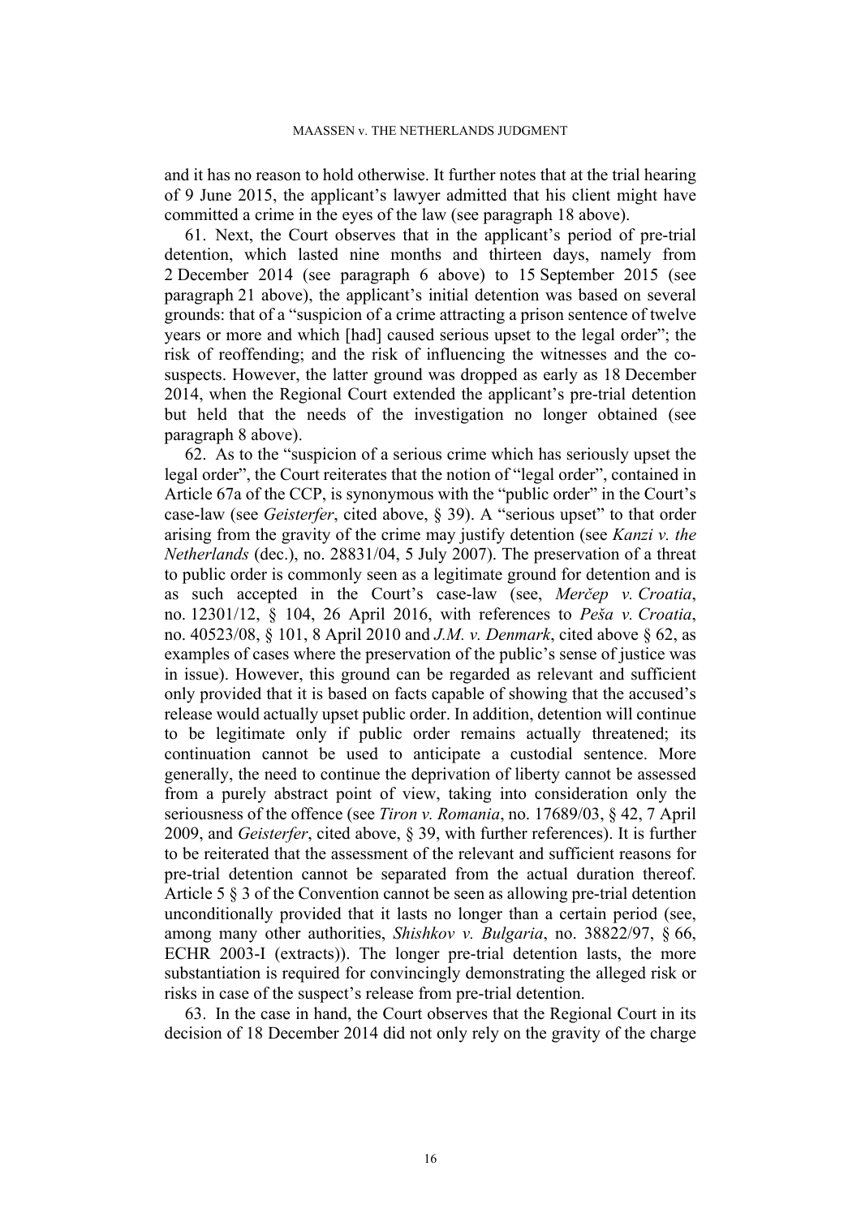and it has no reason to hold otherwise. It further notes that at the trial hearing of 9 June 2015, the applicant's lawyer admitted that his client might have committed a crime in the eyes of the law (see paragraph 18 above).

61. Next, the Court observes that in the applicant's period of pre-trial detention, which lasted nine months and thirteen days, namely from 2 December 2014 (see paragraph 6 above) to 15 September 2015 (see paragraph 21 above), the applicant's initial detention was based on several grounds: that of a "suspicion of a crime attracting a prison sentence of twelve years or more and which [had] caused serious upset to the legal order"; the risk of reoffending; and the risk of influencing the witnesses and the co-suspects. However, the latter ground was dropped as early as 18 December 2014, when the Regional Court extended the applicant's pre-trial detention but held that the needs of the investigation no longer obtained (see paragraph 8 above).

62. As to the "suspicion of a serious crime which has seriously upset the legal order", the Court reiterates that the notion of "legal order", contained in Article 67a of the CCP, is synonymous with the "public order" in the Court's case-law (see *Geisterfer*, cited above, § 39). A "serious upset" to that order arising from the gravity of the crime may justify detention (see *Kanzi v. the Netherlands* (dec.), no. 28831/04, 5 July 2007). The preservation of a threat to public order is commonly seen as a legitimate ground for detention and is as such accepted in the Court's case-law (see, *Merčep v. Croatia*, no. 12301/12, § 104, 26 April 2016, with references to *Peša v. Croatia*, no. 40523/08, § 101, 8 April 2010 and *J.M. v. Denmark*, cited above § 62, as examples of cases where the preservation of the public's sense of justice was in issue). However, this ground can be regarded as relevant and sufficient only provided that it is based on facts capable of showing that the accused's release would actually upset public order. In addition, detention will continue to be legitimate only if public order remains actually threatened; its continuation cannot be used to anticipate a custodial sentence. More generally, the need to continue the deprivation of liberty cannot be assessed from a purely abstract point of view, taking into consideration only the seriousness of the offence (see *Tiron v. Romania*, no. 17689/03, § 42, 7 April 2009, and *Geisterfer*, cited above, § 39, with further references). It is further to be reiterated that the assessment of the relevant and sufficient reasons for pre-trial detention cannot be separated from the actual duration thereof. Article 5 § 3 of the Convention cannot be seen as allowing pre-trial detention unconditionally provided that it lasts no longer than a certain period (see, among many other authorities, *Shishkov v. Bulgaria*, no. 38822/97, § 66, ECHR 2003-I (extracts)). The longer pre-trial detention lasts, the more substantiation is required for convincingly demonstrating the alleged risk or risks in case of the suspect's release from pre-trial detention.

63. In the case in hand, the Court observes that the Regional Court in its decision of 18 December 2014 did not only rely on the gravity of the charge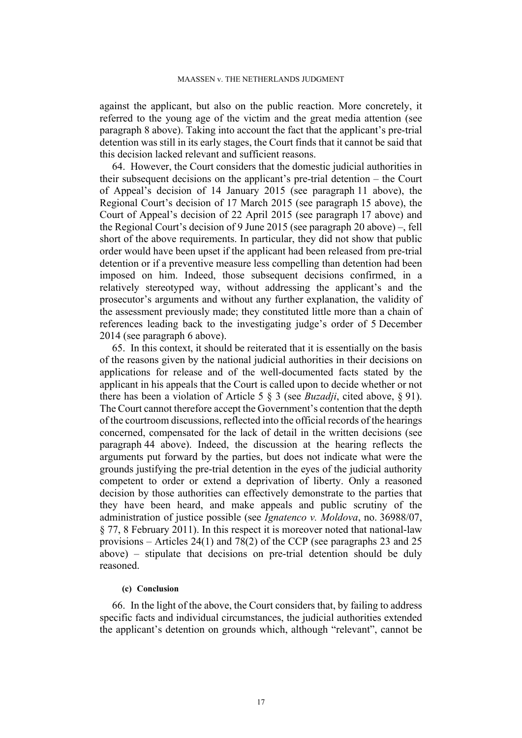against the applicant, but also on the public reaction. More concretely, it referred to the young age of the victim and the great media attention (see paragraph 8 above). Taking into account the fact that the applicant's pre-trial detention was still in its early stages, the Court finds that it cannot be said that this decision lacked relevant and sufficient reasons.

64. However, the Court considers that the domestic judicial authorities in their subsequent decisions on the applicant's pre-trial detention – the Court of Appeal's decision of 14 January 2015 (see paragraph 11 above), the Regional Court's decision of 17 March 2015 (see paragraph 15 above), the Court of Appeal's decision of 22 April 2015 (see paragraph 17 above) and the Regional Court's decision of 9 June 2015 (see paragraph 20 above) –, fell short of the above requirements. In particular, they did not show that public order would have been upset if the applicant had been released from pre-trial detention or if a preventive measure less compelling than detention had been imposed on him. Indeed, those subsequent decisions confirmed, in a relatively stereotyped way, without addressing the applicant's and the prosecutor's arguments and without any further explanation, the validity of the assessment previously made; they constituted little more than a chain of references leading back to the investigating judge's order of 5 December 2014 (see paragraph 6 above).

65. In this context, it should be reiterated that it is essentially on the basis of the reasons given by the national judicial authorities in their decisions on applications for release and of the well-documented facts stated by the applicant in his appeals that the Court is called upon to decide whether or not there has been a violation of Article 5 § 3 (see *Buzadji*, cited above, § 91). The Court cannot therefore accept the Government's contention that the depth of the courtroom discussions, reflected into the official records of the hearings concerned, compensated for the lack of detail in the written decisions (see paragraph 44 above). Indeed, the discussion at the hearing reflects the arguments put forward by the parties, but does not indicate what were the grounds justifying the pre-trial detention in the eyes of the judicial authority competent to order or extend a deprivation of liberty. Only a reasoned decision by those authorities can effectively demonstrate to the parties that they have been heard, and make appeals and public scrutiny of the administration of justice possible (see *Ignatenco v. Moldova*, no. 36988/07, § 77, 8 February 2011). In this respect it is moreover noted that national-law provisions – Articles 24(1) and 78(2) of the CCP (see paragraphs 23 and 25 above) – stipulate that decisions on pre-trial detention should be duly reasoned.

#### (c) Conclusion

66. In the light of the above, the Court considers that, by failing to address specific facts and individual circumstances, the judicial authorities extended the applicant's detention on grounds which, although "relevant", cannot be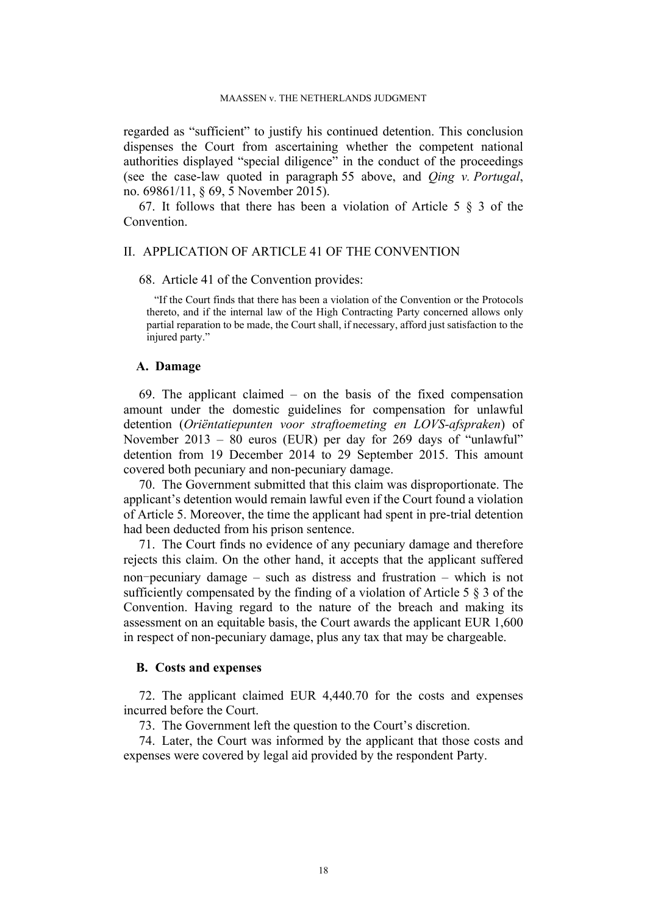regarded as "sufficient" to justify his continued detention. This conclusion dispenses the Court from ascertaining whether the competent national authorities displayed "special diligence" in the conduct of the proceedings (see the case-law quoted in paragraph 55 above, and *Qing v. Portugal*, no. 69861/11, § 69, 5 November 2015).

67. It follows that there has been a violation of Article 5 § 3 of the Convention.

## II. APPLICATION OF ARTICLE 41 OF THE CONVENTION

68. Article 41 of the Convention provides:

> "If the Court finds that there has been a violation of the Convention or the Protocols thereto, and if the internal law of the High Contracting Party concerned allows only partial reparation to be made, the Court shall, if necessary, afford just satisfaction to the injured party."

### A. Damage

69. The applicant claimed – on the basis of the fixed compensation amount under the domestic guidelines for compensation for unlawful detention (*Oriëntatiepunten voor straftoemeting en LOVS-afspraken*) of November 2013 – 80 euros (EUR) per day for 269 days of "unlawful" detention from 19 December 2014 to 29 September 2015. This amount covered both pecuniary and non-pecuniary damage.

70. The Government submitted that this claim was disproportionate. The applicant's detention would remain lawful even if the Court found a violation of Article 5. Moreover, the time the applicant had spent in pre-trial detention had been deducted from his prison sentence.

71. The Court finds no evidence of any pecuniary damage and therefore rejects this claim. On the other hand, it accepts that the applicant suffered non-pecuniary damage – such as distress and frustration – which is not sufficiently compensated by the finding of a violation of Article 5 § 3 of the Convention. Having regard to the nature of the breach and making its assessment on an equitable basis, the Court awards the applicant EUR 1,600 in respect of non-pecuniary damage, plus any tax that may be chargeable.

### B. Costs and expenses

72. The applicant claimed EUR 4,440.70 for the costs and expenses incurred before the Court.

73. The Government left the question to the Court's discretion.

74. Later, the Court was informed by the applicant that those costs and expenses were covered by legal aid provided by the respondent Party.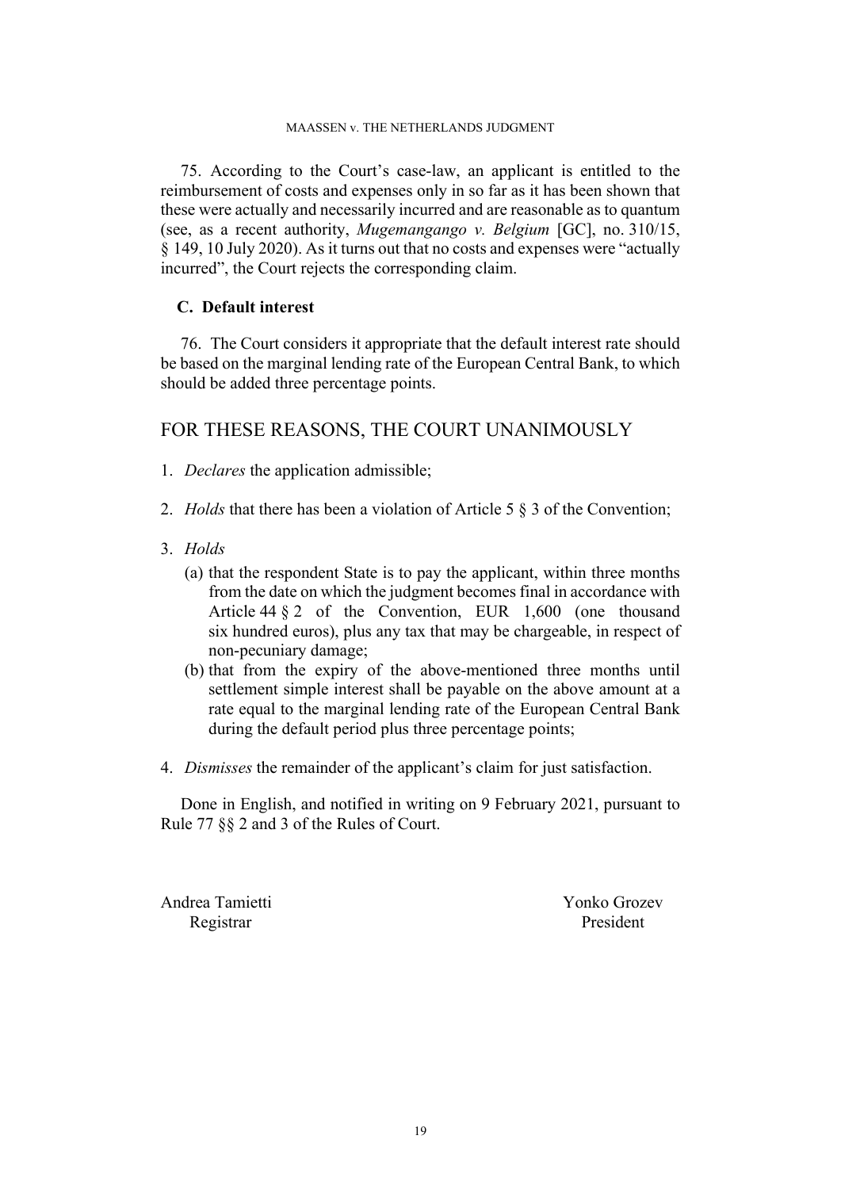75. According to the Court's case-law, an applicant is entitled to the reimbursement of costs and expenses only in so far as it has been shown that these were actually and necessarily incurred and are reasonable as to quantum (see, as a recent authority, *Mugemangango v. Belgium* [GC], no. 310/15, § 149, 10 July 2020). As it turns out that no costs and expenses were "actually incurred", the Court rejects the corresponding claim.

### C. Default interest

76. The Court considers it appropriate that the default interest rate should be based on the marginal lending rate of the European Central Bank, to which should be added three percentage points.

## FOR THESE REASONS, THE COURT UNANIMOUSLY

1. *Declares* the application admissible;

2. *Holds* that there has been a violation of Article 5 § 3 of the Convention;

3. *Holds*
   (a) that the respondent State is to pay the applicant, within three months from the date on which the judgment becomes final in accordance with Article 44 § 2 of the Convention, EUR 1,600 (one thousand six hundred euros), plus any tax that may be chargeable, in respect of non-pecuniary damage;
   (b) that from the expiry of the above-mentioned three months until settlement simple interest shall be payable on the above amount at a rate equal to the marginal lending rate of the European Central Bank during the default period plus three percentage points;

4. *Dismisses* the remainder of the applicant's claim for just satisfaction.

Done in English, and notified in writing on 9 February 2021, pursuant to Rule 77 §§ 2 and 3 of the Rules of Court.

Andrea Tamietti
Registrar

Yonko Grozev
President